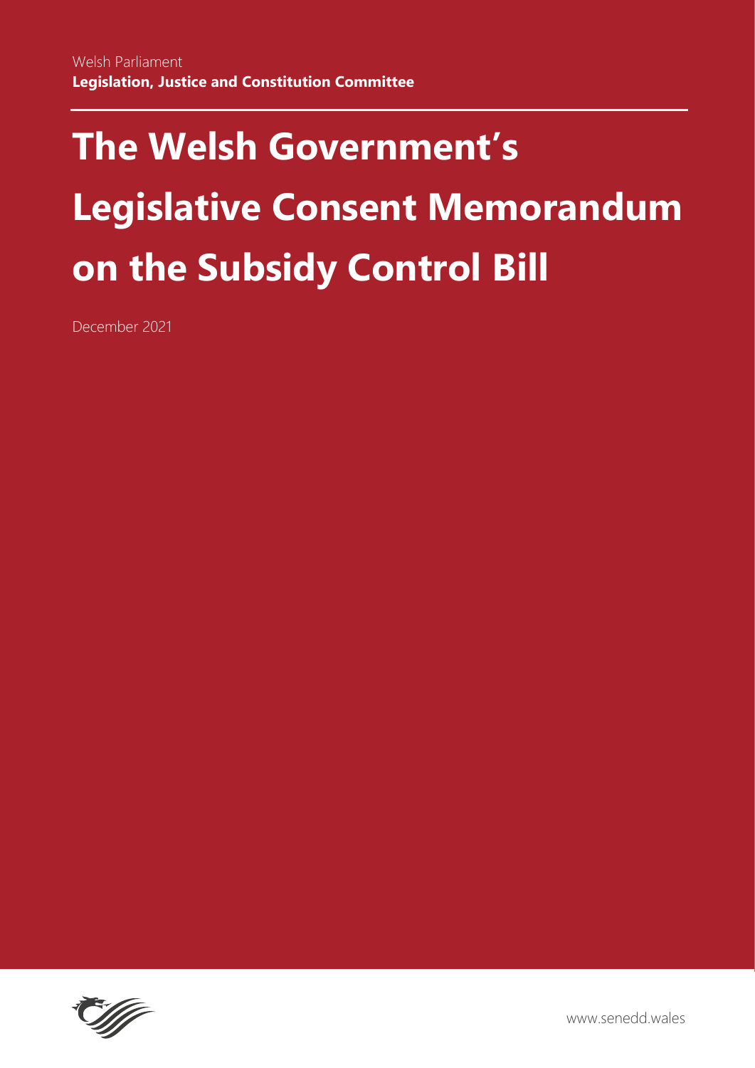Welsh Parliament

**Legislation, Justice and Constitution Committee**

# The Welsh Government's Legislative Consent Memorandum on the Subsidy Control Bill

December 2021

www.senedd.wales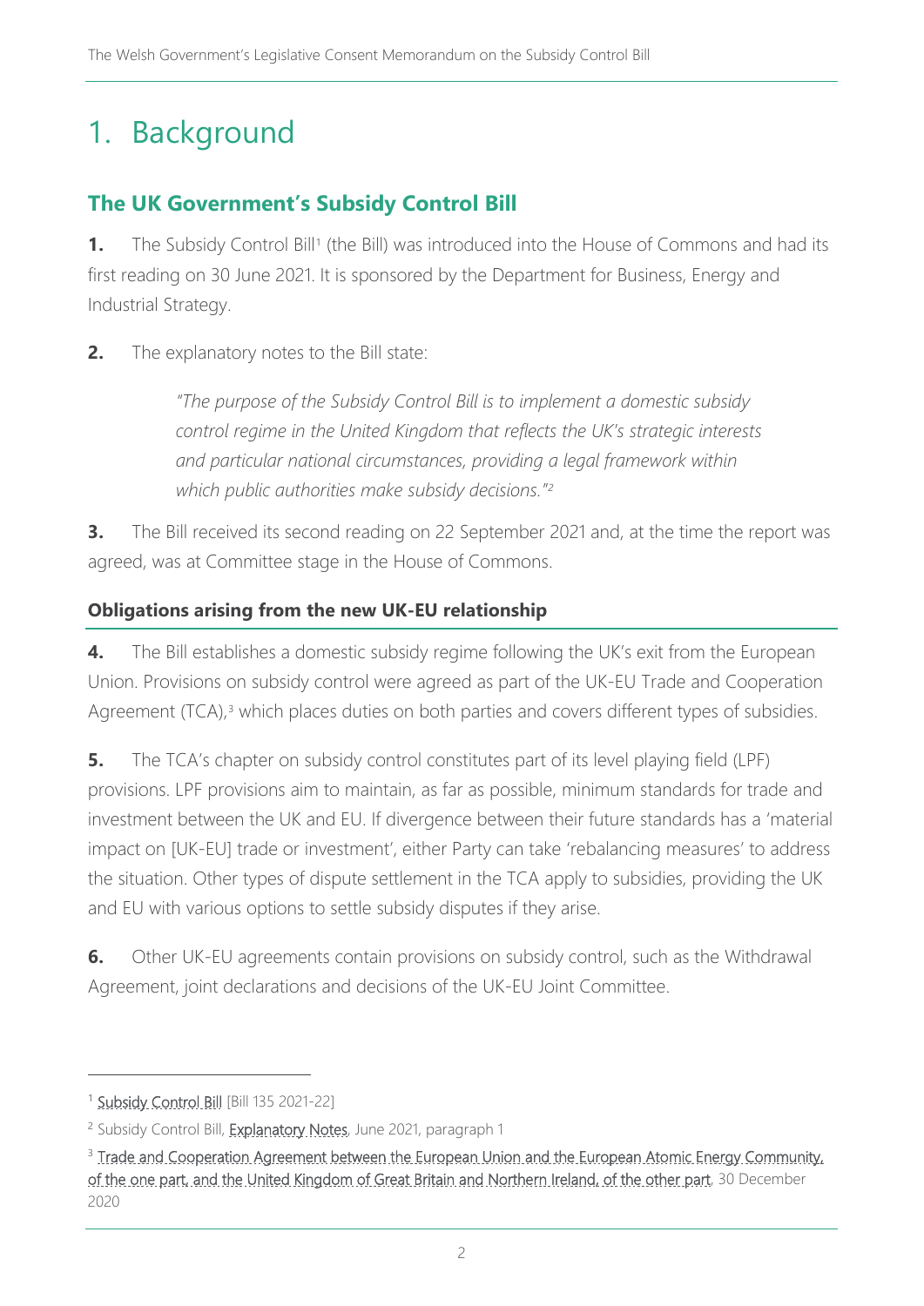# 1. Background

## The UK Government's Subsidy Control Bill

**1.** The Subsidy Control Bill[1] (the Bill) was introduced into the House of Commons and had its first reading on 30 June 2021. It is sponsored by the Department for Business, Energy and Industrial Strategy.

**2.** The explanatory notes to the Bill state:

> *"The purpose of the Subsidy Control Bill is to implement a domestic subsidy control regime in the United Kingdom that reflects the UK's strategic interests and particular national circumstances, providing a legal framework within which public authorities make subsidy decisions."*[2]

**3.** The Bill received its second reading on 22 September 2021 and, at the time the report was agreed, was at Committee stage in the House of Commons.

### Obligations arising from the new UK-EU relationship

**4.** The Bill establishes a domestic subsidy regime following the UK's exit from the European Union. Provisions on subsidy control were agreed as part of the UK-EU Trade and Cooperation Agreement (TCA),[3] which places duties on both parties and covers different types of subsidies.

**5.** The TCA's chapter on subsidy control constitutes part of its level playing field (LPF) provisions. LPF provisions aim to maintain, as far as possible, minimum standards for trade and investment between the UK and EU. If divergence between their future standards has a 'material impact on [UK-EU] trade or investment', either Party can take 'rebalancing measures' to address the situation. Other types of dispute settlement in the TCA apply to subsidies, providing the UK and EU with various options to settle subsidy disputes if they arise.

**6.** Other UK-EU agreements contain provisions on subsidy control, such as the Withdrawal Agreement, joint declarations and decisions of the UK-EU Joint Committee.

---

[1] Subsidy Control Bill [Bill 135 2021-22]

[2] Subsidy Control Bill, Explanatory Notes, June 2021, paragraph 1

[3] Trade and Cooperation Agreement between the European Union and the European Atomic Energy Community, of the one part, and the United Kingdom of Great Britain and Northern Ireland, of the other part, 30 December 2020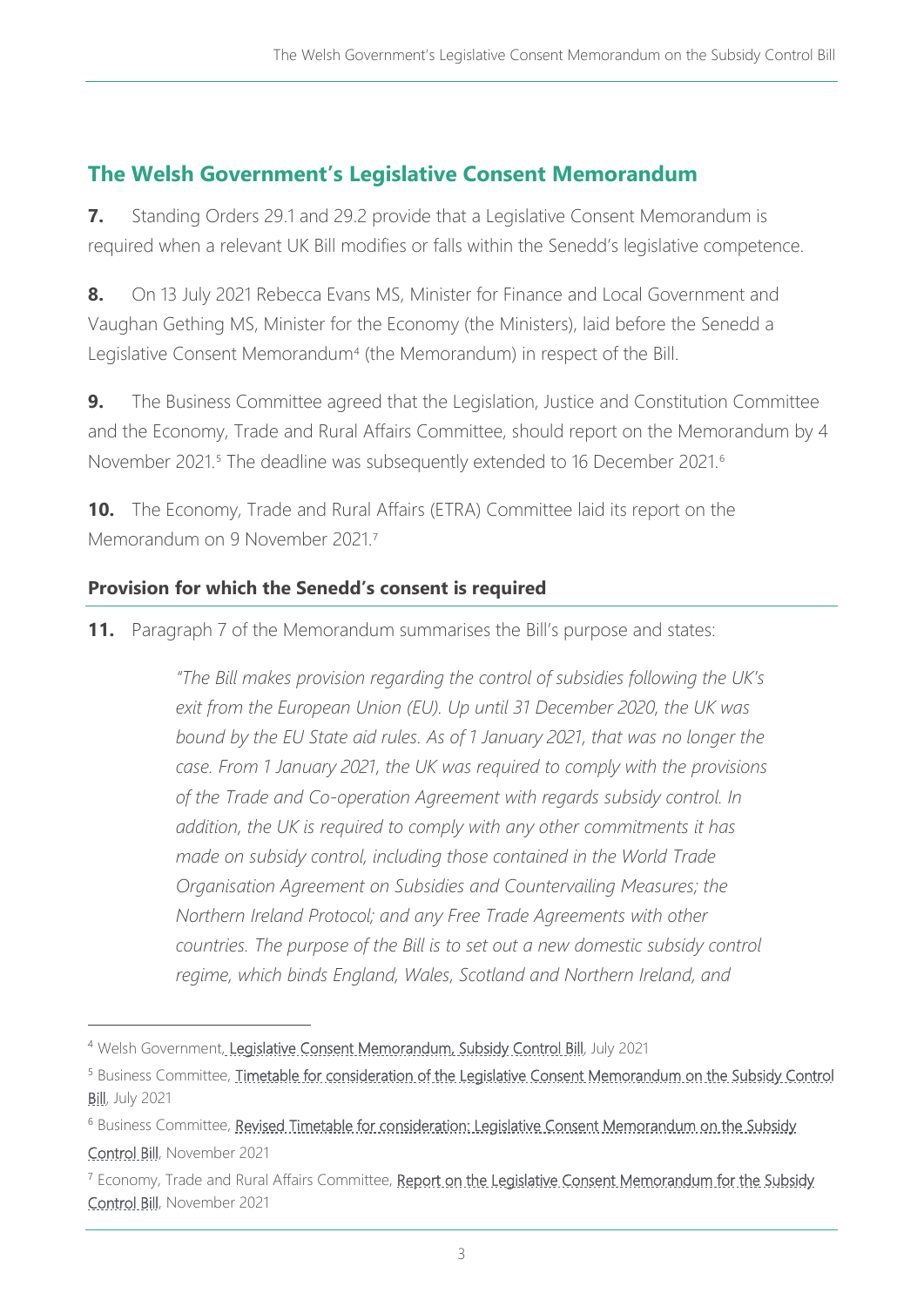## The Welsh Government's Legislative Consent Memorandum

**7.** Standing Orders 29.1 and 29.2 provide that a Legislative Consent Memorandum is required when a relevant UK Bill modifies or falls within the Senedd's legislative competence.

**8.** On 13 July 2021 Rebecca Evans MS, Minister for Finance and Local Government and Vaughan Gething MS, Minister for the Economy (the Ministers), laid before the Senedd a Legislative Consent Memorandum[4] (the Memorandum) in respect of the Bill.

**9.** The Business Committee agreed that the Legislation, Justice and Constitution Committee and the Economy, Trade and Rural Affairs Committee, should report on the Memorandum by 4 November 2021.[5] The deadline was subsequently extended to 16 December 2021.[6]

**10.** The Economy, Trade and Rural Affairs (ETRA) Committee laid its report on the Memorandum on 9 November 2021.[7]

### Provision for which the Senedd's consent is required

**11.** Paragraph 7 of the Memorandum summarises the Bill's purpose and states:

> *"The Bill makes provision regarding the control of subsidies following the UK's exit from the European Union (EU). Up until 31 December 2020, the UK was bound by the EU State aid rules. As of 1 January 2021, that was no longer the case. From 1 January 2021, the UK was required to comply with the provisions of the Trade and Co-operation Agreement with regards subsidy control. In addition, the UK is required to comply with any other commitments it has made on subsidy control, including those contained in the World Trade Organisation Agreement on Subsidies and Countervailing Measures; the Northern Ireland Protocol; and any Free Trade Agreements with other countries. The purpose of the Bill is to set out a new domestic subsidy control regime, which binds England, Wales, Scotland and Northern Ireland, and*

---

[4] Welsh Government, Legislative Consent Memorandum, Subsidy Control Bill, July 2021

[5] Business Committee, Timetable for consideration of the Legislative Consent Memorandum on the Subsidy Control Bill, July 2021

[6] Business Committee, Revised Timetable for consideration: Legislative Consent Memorandum on the Subsidy Control Bill, November 2021

[7] Economy, Trade and Rural Affairs Committee, Report on the Legislative Consent Memorandum for the Subsidy Control Bill, November 2021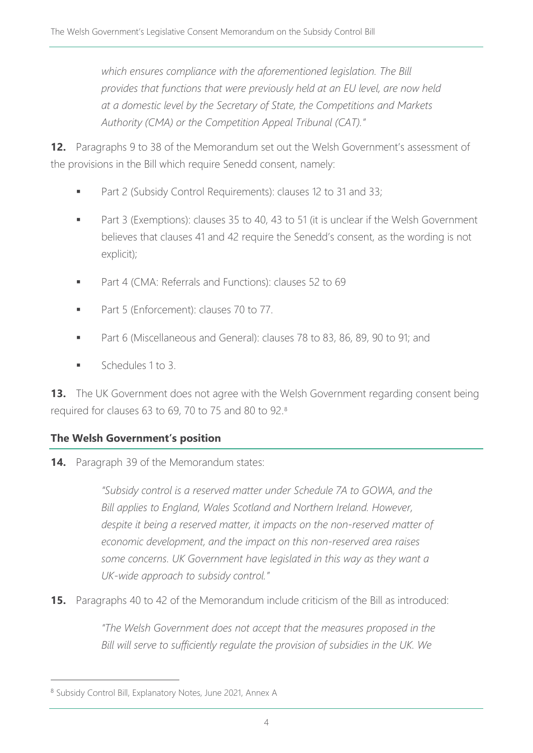> *which ensures compliance with the aforementioned legislation. The Bill provides that functions that were previously held at an EU level, are now held at a domestic level by the Secretary of State, the Competitions and Markets Authority (CMA) or the Competition Appeal Tribunal (CAT)."*

**12.** Paragraphs 9 to 38 of the Memorandum set out the Welsh Government's assessment of the provisions in the Bill which require Senedd consent, namely:

- Part 2 (Subsidy Control Requirements): clauses 12 to 31 and 33;
- Part 3 (Exemptions): clauses 35 to 40, 43 to 51 (it is unclear if the Welsh Government believes that clauses 41 and 42 require the Senedd's consent, as the wording is not explicit);
- Part 4 (CMA: Referrals and Functions): clauses 52 to 69
- Part 5 (Enforcement): clauses 70 to 77.
- Part 6 (Miscellaneous and General): clauses 78 to 83, 86, 89, 90 to 91; and
- Schedules 1 to 3.

**13.** The UK Government does not agree with the Welsh Government regarding consent being required for clauses 63 to 69, 70 to 75 and 80 to 92.[8]

## The Welsh Government's position

**14.** Paragraph 39 of the Memorandum states:

> *"Subsidy control is a reserved matter under Schedule 7A to GOWA, and the Bill applies to England, Wales Scotland and Northern Ireland. However, despite it being a reserved matter, it impacts on the non-reserved matter of economic development, and the impact on this non-reserved area raises some concerns. UK Government have legislated in this way as they want a UK-wide approach to subsidy control."*

**15.** Paragraphs 40 to 42 of the Memorandum include criticism of the Bill as introduced:

> *"The Welsh Government does not accept that the measures proposed in the Bill will serve to sufficiently regulate the provision of subsidies in the UK. We*

---

[8] Subsidy Control Bill, Explanatory Notes, June 2021, Annex A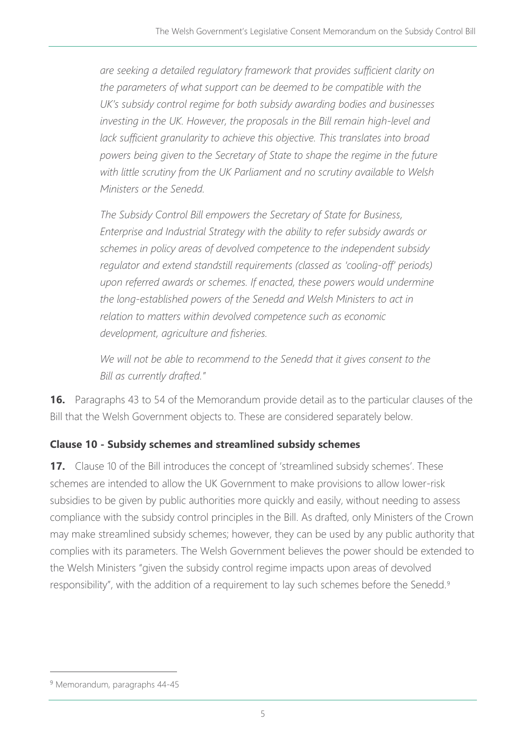*are seeking a detailed regulatory framework that provides sufficient clarity on the parameters of what support can be deemed to be compatible with the UK's subsidy control regime for both subsidy awarding bodies and businesses investing in the UK. However, the proposals in the Bill remain high-level and lack sufficient granularity to achieve this objective. This translates into broad powers being given to the Secretary of State to shape the regime in the future with little scrutiny from the UK Parliament and no scrutiny available to Welsh Ministers or the Senedd.*

*The Subsidy Control Bill empowers the Secretary of State for Business, Enterprise and Industrial Strategy with the ability to refer subsidy awards or schemes in policy areas of devolved competence to the independent subsidy regulator and extend standstill requirements (classed as 'cooling-off' periods) upon referred awards or schemes. If enacted, these powers would undermine the long-established powers of the Senedd and Welsh Ministers to act in relation to matters within devolved competence such as economic development, agriculture and fisheries.*

*We will not be able to recommend to the Senedd that it gives consent to the Bill as currently drafted."*

**16.** Paragraphs 43 to 54 of the Memorandum provide detail as to the particular clauses of the Bill that the Welsh Government objects to. These are considered separately below.

### Clause 10 - Subsidy schemes and streamlined subsidy schemes

**17.** Clause 10 of the Bill introduces the concept of 'streamlined subsidy schemes'. These schemes are intended to allow the UK Government to make provisions to allow lower-risk subsidies to be given by public authorities more quickly and easily, without needing to assess compliance with the subsidy control principles in the Bill. As drafted, only Ministers of the Crown may make streamlined subsidy schemes; however, they can be used by any public authority that complies with its parameters. The Welsh Government believes the power should be extended to the Welsh Ministers "given the subsidy control regime impacts upon areas of devolved responsibility", with the addition of a requirement to lay such schemes before the Senedd.[9]

[9] Memorandum, paragraphs 44-45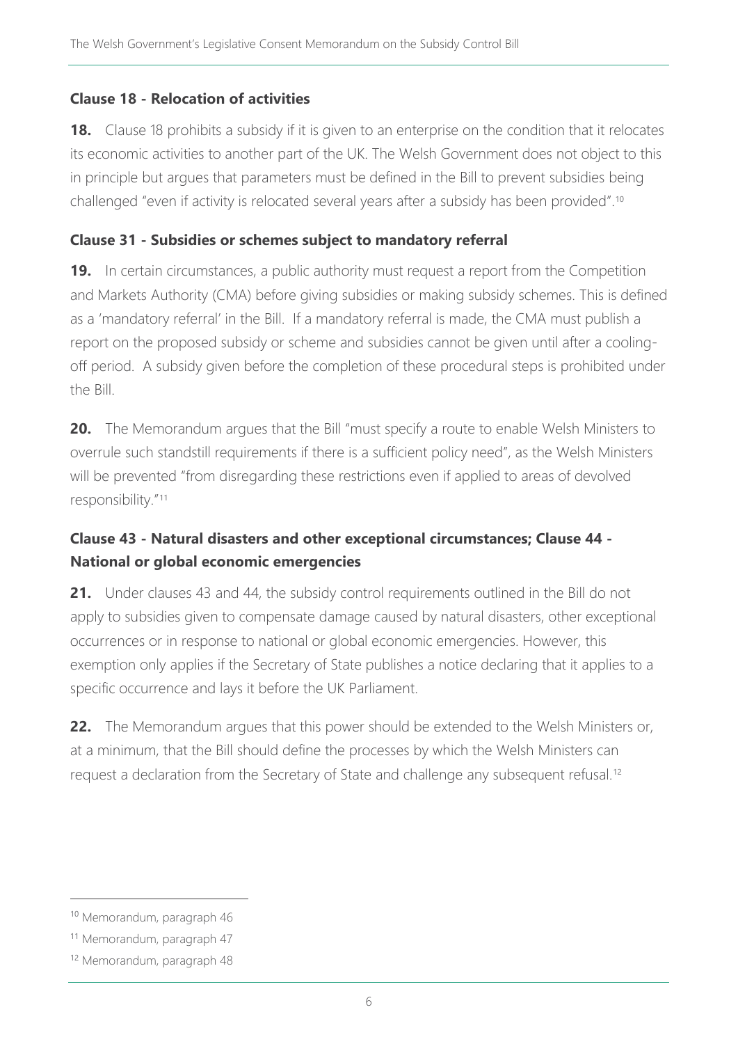### Clause 18 - Relocation of activities

**18.** Clause 18 prohibits a subsidy if it is given to an enterprise on the condition that it relocates its economic activities to another part of the UK. The Welsh Government does not object to this in principle but argues that parameters must be defined in the Bill to prevent subsidies being challenged "even if activity is relocated several years after a subsidy has been provided".[10]

### Clause 31 - Subsidies or schemes subject to mandatory referral

**19.** In certain circumstances, a public authority must request a report from the Competition and Markets Authority (CMA) before giving subsidies or making subsidy schemes. This is defined as a 'mandatory referral' in the Bill. If a mandatory referral is made, the CMA must publish a report on the proposed subsidy or scheme and subsidies cannot be given until after a cooling-off period. A subsidy given before the completion of these procedural steps is prohibited under the Bill.

**20.** The Memorandum argues that the Bill "must specify a route to enable Welsh Ministers to overrule such standstill requirements if there is a sufficient policy need", as the Welsh Ministers will be prevented "from disregarding these restrictions even if applied to areas of devolved responsibility."[11]

### Clause 43 - Natural disasters and other exceptional circumstances; Clause 44 - National or global economic emergencies

**21.** Under clauses 43 and 44, the subsidy control requirements outlined in the Bill do not apply to subsidies given to compensate damage caused by natural disasters, other exceptional occurrences or in response to national or global economic emergencies. However, this exemption only applies if the Secretary of State publishes a notice declaring that it applies to a specific occurrence and lays it before the UK Parliament.

**22.** The Memorandum argues that this power should be extended to the Welsh Ministers or, at a minimum, that the Bill should define the processes by which the Welsh Ministers can request a declaration from the Secretary of State and challenge any subsequent refusal.[12]

---

[10] Memorandum, paragraph 46

[11] Memorandum, paragraph 47

[12] Memorandum, paragraph 48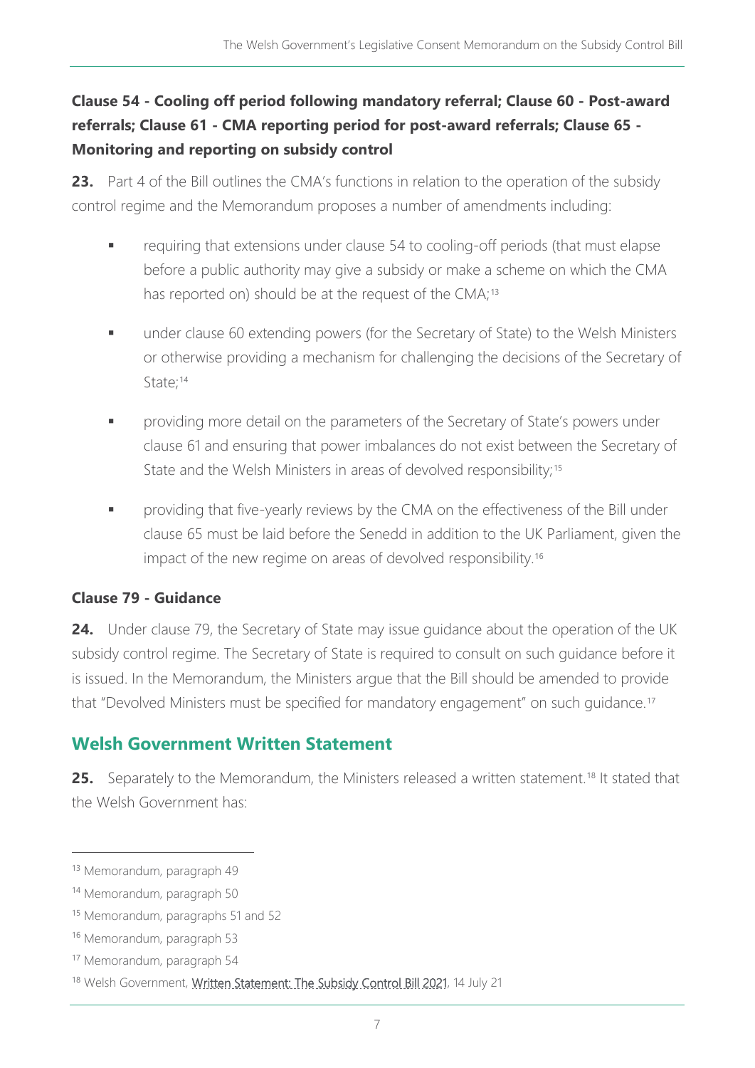### Clause 54 - Cooling off period following mandatory referral; Clause 60 - Post-award referrals; Clause 61 - CMA reporting period for post-award referrals; Clause 65 - Monitoring and reporting on subsidy control

**23.** Part 4 of the Bill outlines the CMA's functions in relation to the operation of the subsidy control regime and the Memorandum proposes a number of amendments including:

- requiring that extensions under clause 54 to cooling-off periods (that must elapse before a public authority may give a subsidy or make a scheme on which the CMA has reported on) should be at the request of the CMA;[13]
- under clause 60 extending powers (for the Secretary of State) to the Welsh Ministers or otherwise providing a mechanism for challenging the decisions of the Secretary of State;[14]
- providing more detail on the parameters of the Secretary of State's powers under clause 61 and ensuring that power imbalances do not exist between the Secretary of State and the Welsh Ministers in areas of devolved responsibility;[15]
- providing that five-yearly reviews by the CMA on the effectiveness of the Bill under clause 65 must be laid before the Senedd in addition to the UK Parliament, given the impact of the new regime on areas of devolved responsibility.[16]

### Clause 79 - Guidance

**24.** Under clause 79, the Secretary of State may issue guidance about the operation of the UK subsidy control regime. The Secretary of State is required to consult on such guidance before it is issued. In the Memorandum, the Ministers argue that the Bill should be amended to provide that "Devolved Ministers must be specified for mandatory engagement" on such guidance.[17]

## Welsh Government Written Statement

**25.** Separately to the Memorandum, the Ministers released a written statement.[18] It stated that the Welsh Government has:

---

[13] Memorandum, paragraph 49

[14] Memorandum, paragraph 50

[15] Memorandum, paragraphs 51 and 52

[16] Memorandum, paragraph 53

[17] Memorandum, paragraph 54

[18] Welsh Government, Written Statement: The Subsidy Control Bill 2021, 14 July 21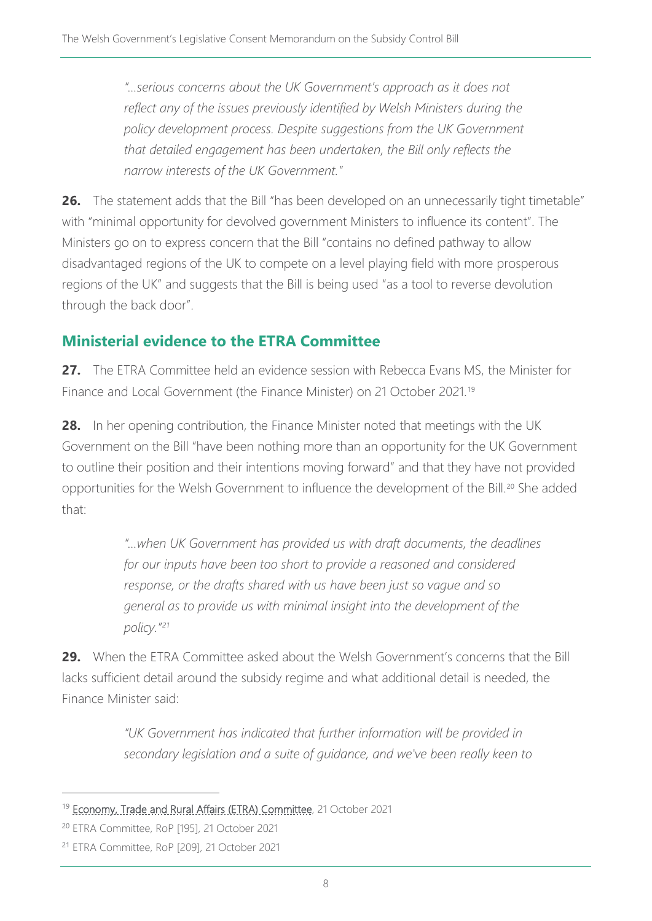> *"…serious concerns about the UK Government's approach as it does not reflect any of the issues previously identified by Welsh Ministers during the policy development process. Despite suggestions from the UK Government that detailed engagement has been undertaken, the Bill only reflects the narrow interests of the UK Government."*

**26.** The statement adds that the Bill "has been developed on an unnecessarily tight timetable" with "minimal opportunity for devolved government Ministers to influence its content". The Ministers go on to express concern that the Bill "contains no defined pathway to allow disadvantaged regions of the UK to compete on a level playing field with more prosperous regions of the UK" and suggests that the Bill is being used "as a tool to reverse devolution through the back door".

## Ministerial evidence to the ETRA Committee

**27.** The ETRA Committee held an evidence session with Rebecca Evans MS, the Minister for Finance and Local Government (the Finance Minister) on 21 October 2021.[19]

**28.** In her opening contribution, the Finance Minister noted that meetings with the UK Government on the Bill "have been nothing more than an opportunity for the UK Government to outline their position and their intentions moving forward" and that they have not provided opportunities for the Welsh Government to influence the development of the Bill.[20] She added that:

> *"…when UK Government has provided us with draft documents, the deadlines for our inputs have been too short to provide a reasoned and considered response, or the drafts shared with us have been just so vague and so general as to provide us with minimal insight into the development of the policy."*[21]

**29.** When the ETRA Committee asked about the Welsh Government's concerns that the Bill lacks sufficient detail around the subsidy regime and what additional detail is needed, the Finance Minister said:

> *"UK Government has indicated that further information will be provided in secondary legislation and a suite of guidance, and we've been really keen to*

---

[19] Economy, Trade and Rural Affairs (ETRA) Committee, 21 October 2021

[20] ETRA Committee, RoP [195], 21 October 2021

[21] ETRA Committee, RoP [209], 21 October 2021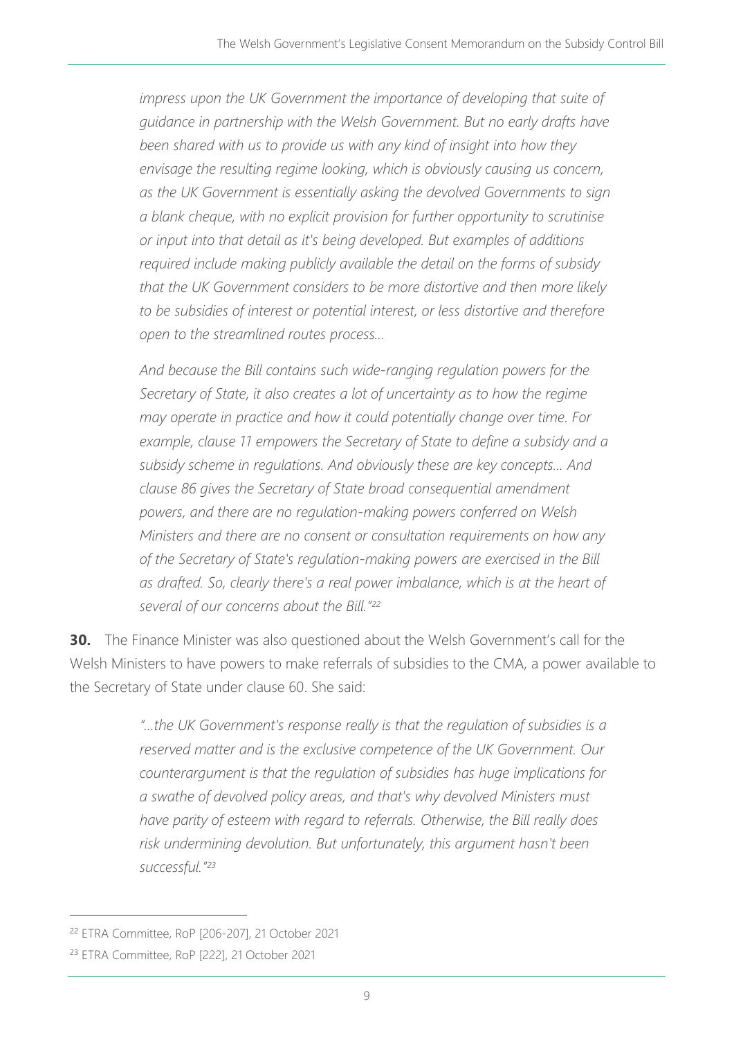*impress upon the UK Government the importance of developing that suite of guidance in partnership with the Welsh Government. But no early drafts have been shared with us to provide us with any kind of insight into how they envisage the resulting regime looking, which is obviously causing us concern, as the UK Government is essentially asking the devolved Governments to sign a blank cheque, with no explicit provision for further opportunity to scrutinise or input into that detail as it's being developed. But examples of additions required include making publicly available the detail on the forms of subsidy that the UK Government considers to be more distortive and then more likely to be subsidies of interest or potential interest, or less distortive and therefore open to the streamlined routes process…*

*And because the Bill contains such wide-ranging regulation powers for the Secretary of State, it also creates a lot of uncertainty as to how the regime may operate in practice and how it could potentially change over time. For example, clause 11 empowers the Secretary of State to define a subsidy and a subsidy scheme in regulations. And obviously these are key concepts… And clause 86 gives the Secretary of State broad consequential amendment powers, and there are no regulation-making powers conferred on Welsh Ministers and there are no consent or consultation requirements on how any of the Secretary of State's regulation-making powers are exercised in the Bill as drafted. So, clearly there's a real power imbalance, which is at the heart of several of our concerns about the Bill."*[22]

**30.** The Finance Minister was also questioned about the Welsh Government's call for the Welsh Ministers to have powers to make referrals of subsidies to the CMA, a power available to the Secretary of State under clause 60. She said:

> *"…the UK Government's response really is that the regulation of subsidies is a reserved matter and is the exclusive competence of the UK Government. Our counterargument is that the regulation of subsidies has huge implications for a swathe of devolved policy areas, and that's why devolved Ministers must have parity of esteem with regard to referrals. Otherwise, the Bill really does risk undermining devolution. But unfortunately, this argument hasn't been successful."*[23]

---

[22] ETRA Committee, RoP [206-207], 21 October 2021

[23] ETRA Committee, RoP [222], 21 October 2021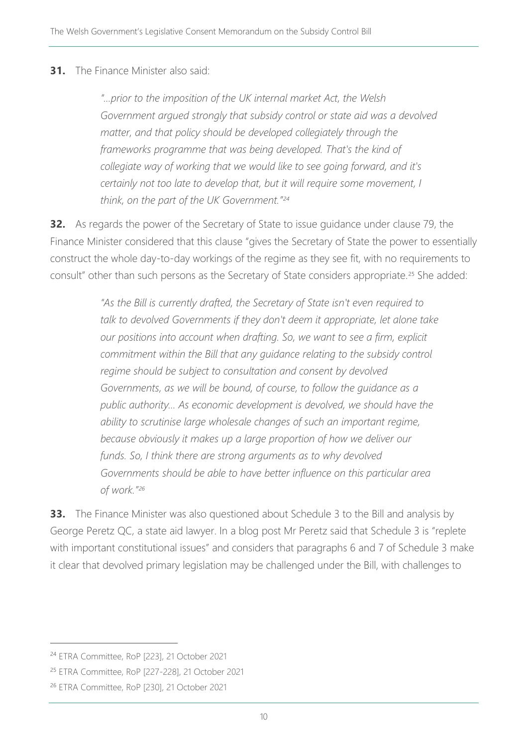**31.** The Finance Minister also said:

> *"…prior to the imposition of the UK internal market Act, the Welsh Government argued strongly that subsidy control or state aid was a devolved matter, and that policy should be developed collegiately through the frameworks programme that was being developed. That's the kind of collegiate way of working that we would like to see going forward, and it's certainly not too late to develop that, but it will require some movement, I think, on the part of the UK Government."*[24]

**32.** As regards the power of the Secretary of State to issue guidance under clause 79, the Finance Minister considered that this clause "gives the Secretary of State the power to essentially construct the whole day-to-day workings of the regime as they see fit, with no requirements to consult" other than such persons as the Secretary of State considers appropriate.[25] She added:

> *"As the Bill is currently drafted, the Secretary of State isn't even required to talk to devolved Governments if they don't deem it appropriate, let alone take our positions into account when drafting. So, we want to see a firm, explicit commitment within the Bill that any guidance relating to the subsidy control regime should be subject to consultation and consent by devolved Governments, as we will be bound, of course, to follow the guidance as a public authority… As economic development is devolved, we should have the ability to scrutinise large wholesale changes of such an important regime, because obviously it makes up a large proportion of how we deliver our funds. So, I think there are strong arguments as to why devolved Governments should be able to have better influence on this particular area of work."*[26]

**33.** The Finance Minister was also questioned about Schedule 3 to the Bill and analysis by George Peretz QC, a state aid lawyer. In a blog post Mr Peretz said that Schedule 3 is "replete with important constitutional issues" and considers that paragraphs 6 and 7 of Schedule 3 make it clear that devolved primary legislation may be challenged under the Bill, with challenges to

---

[24] ETRA Committee, RoP [223], 21 October 2021

[25] ETRA Committee, RoP [227-228], 21 October 2021

[26] ETRA Committee, RoP [230], 21 October 2021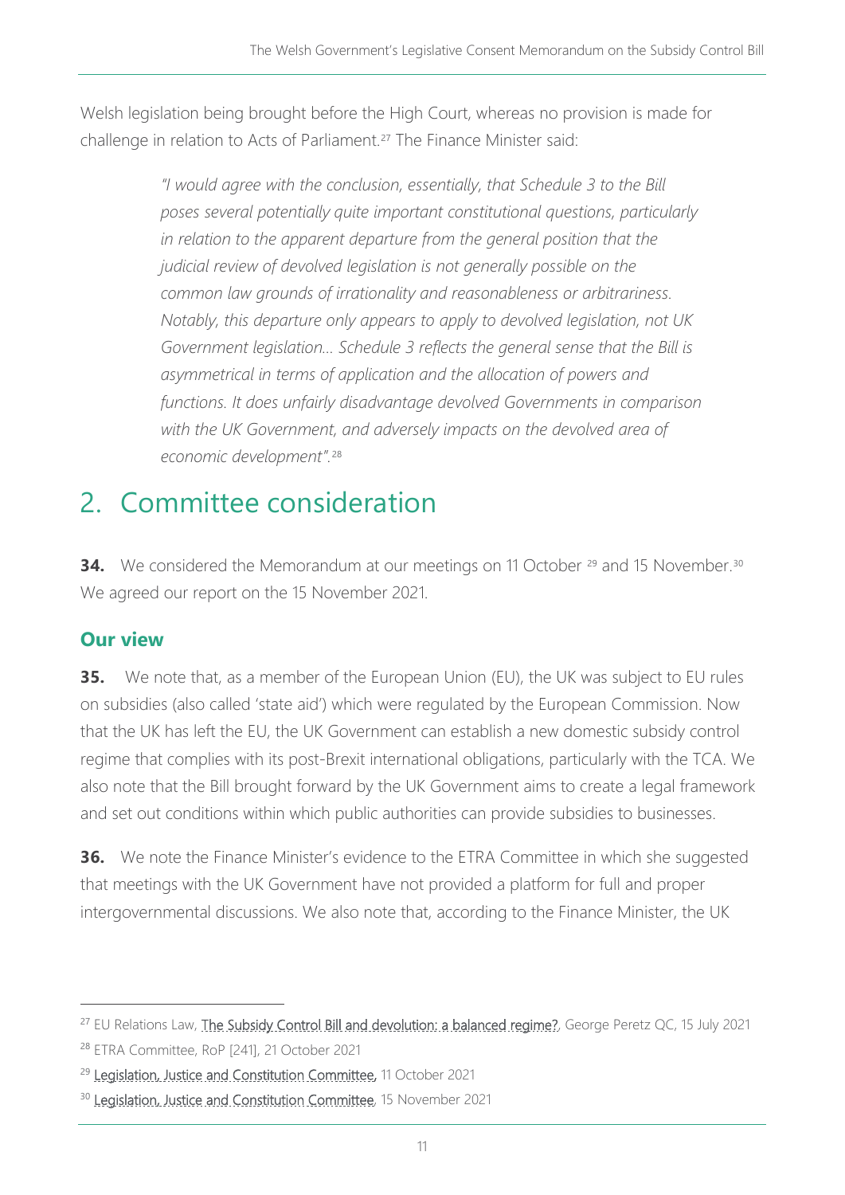Welsh legislation being brought before the High Court, whereas no provision is made for challenge in relation to Acts of Parliament.[27] The Finance Minister said:

> *"I would agree with the conclusion, essentially, that Schedule 3 to the Bill poses several potentially quite important constitutional questions, particularly in relation to the apparent departure from the general position that the judicial review of devolved legislation is not generally possible on the common law grounds of irrationality and reasonableness or arbitrariness. Notably, this departure only appears to apply to devolved legislation, not UK Government legislation… Schedule 3 reflects the general sense that the Bill is asymmetrical in terms of application and the allocation of powers and functions. It does unfairly disadvantage devolved Governments in comparison with the UK Government, and adversely impacts on the devolved area of economic development".*[28]

# 2. Committee consideration

**34.** We considered the Memorandum at our meetings on 11 October [29] and 15 November.[30] We agreed our report on the 15 November 2021.

## Our view

**35.** We note that, as a member of the European Union (EU), the UK was subject to EU rules on subsidies (also called 'state aid') which were regulated by the European Commission. Now that the UK has left the EU, the UK Government can establish a new domestic subsidy control regime that complies with its post-Brexit international obligations, particularly with the TCA. We also note that the Bill brought forward by the UK Government aims to create a legal framework and set out conditions within which public authorities can provide subsidies to businesses.

**36.** We note the Finance Minister's evidence to the ETRA Committee in which she suggested that meetings with the UK Government have not provided a platform for full and proper intergovernmental discussions. We also note that, according to the Finance Minister, the UK

---

[27] EU Relations Law, The Subsidy Control Bill and devolution: a balanced regime?, George Peretz QC, 15 July 2021

[28] ETRA Committee, RoP [241], 21 October 2021

[29] Legislation, Justice and Constitution Committee, 11 October 2021

[30] Legislation, Justice and Constitution Committee, 15 November 2021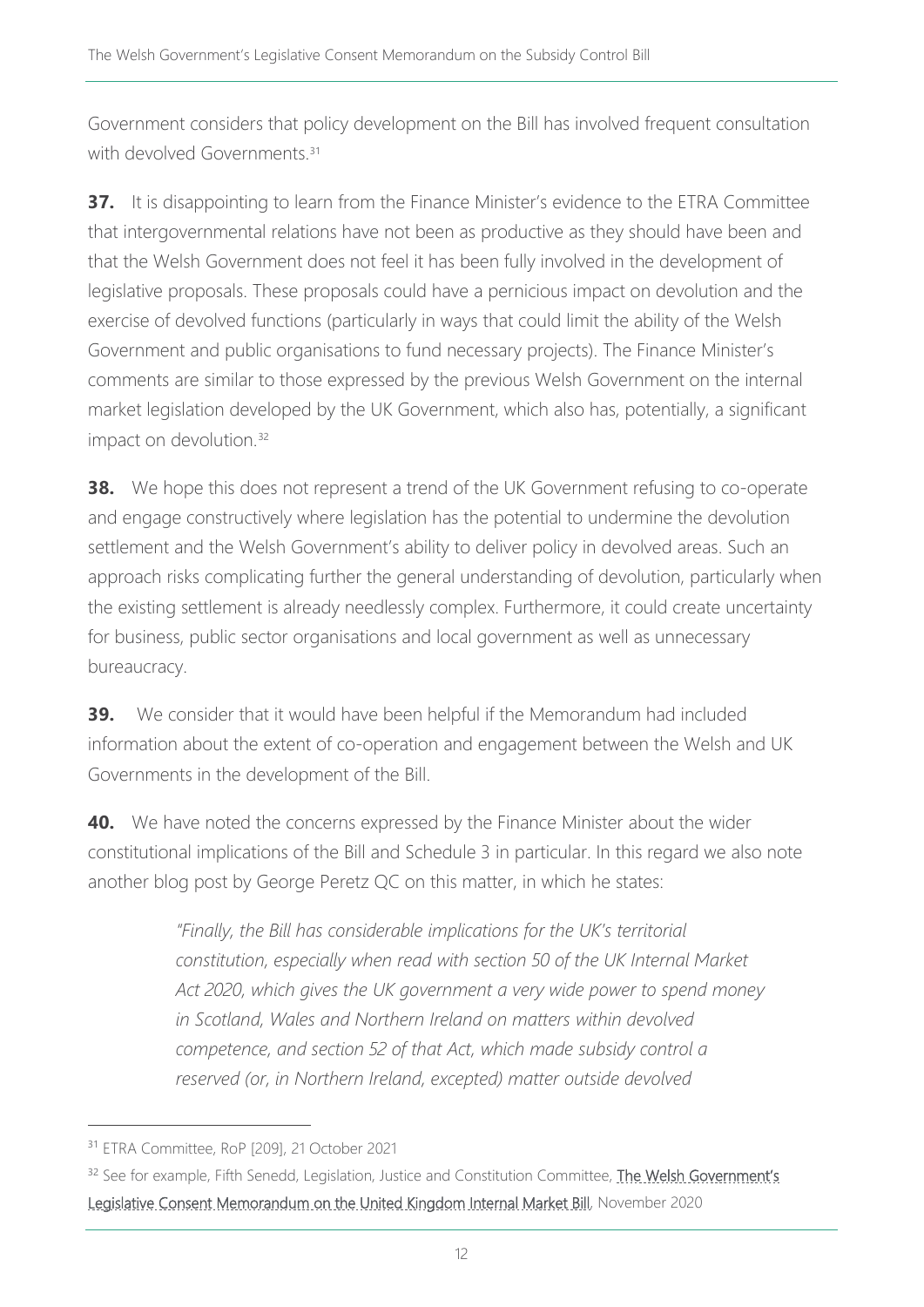Government considers that policy development on the Bill has involved frequent consultation with devolved Governments.[31]

**37.** It is disappointing to learn from the Finance Minister's evidence to the ETRA Committee that intergovernmental relations have not been as productive as they should have been and that the Welsh Government does not feel it has been fully involved in the development of legislative proposals. These proposals could have a pernicious impact on devolution and the exercise of devolved functions (particularly in ways that could limit the ability of the Welsh Government and public organisations to fund necessary projects). The Finance Minister's comments are similar to those expressed by the previous Welsh Government on the internal market legislation developed by the UK Government, which also has, potentially, a significant impact on devolution.[32]

**38.** We hope this does not represent a trend of the UK Government refusing to co-operate and engage constructively where legislation has the potential to undermine the devolution settlement and the Welsh Government's ability to deliver policy in devolved areas. Such an approach risks complicating further the general understanding of devolution, particularly when the existing settlement is already needlessly complex. Furthermore, it could create uncertainty for business, public sector organisations and local government as well as unnecessary bureaucracy.

**39.** We consider that it would have been helpful if the Memorandum had included information about the extent of co-operation and engagement between the Welsh and UK Governments in the development of the Bill.

**40.** We have noted the concerns expressed by the Finance Minister about the wider constitutional implications of the Bill and Schedule 3 in particular. In this regard we also note another blog post by George Peretz QC on this matter, in which he states:

> *"Finally, the Bill has considerable implications for the UK's territorial constitution, especially when read with section 50 of the UK Internal Market Act 2020, which gives the UK government a very wide power to spend money in Scotland, Wales and Northern Ireland on matters within devolved competence, and section 52 of that Act, which made subsidy control a reserved (or, in Northern Ireland, excepted) matter outside devolved*

---

[31] ETRA Committee, RoP [209], 21 October 2021

[32] See for example, Fifth Senedd, Legislation, Justice and Constitution Committee, The Welsh Government's Legislative Consent Memorandum on the United Kingdom Internal Market Bill, November 2020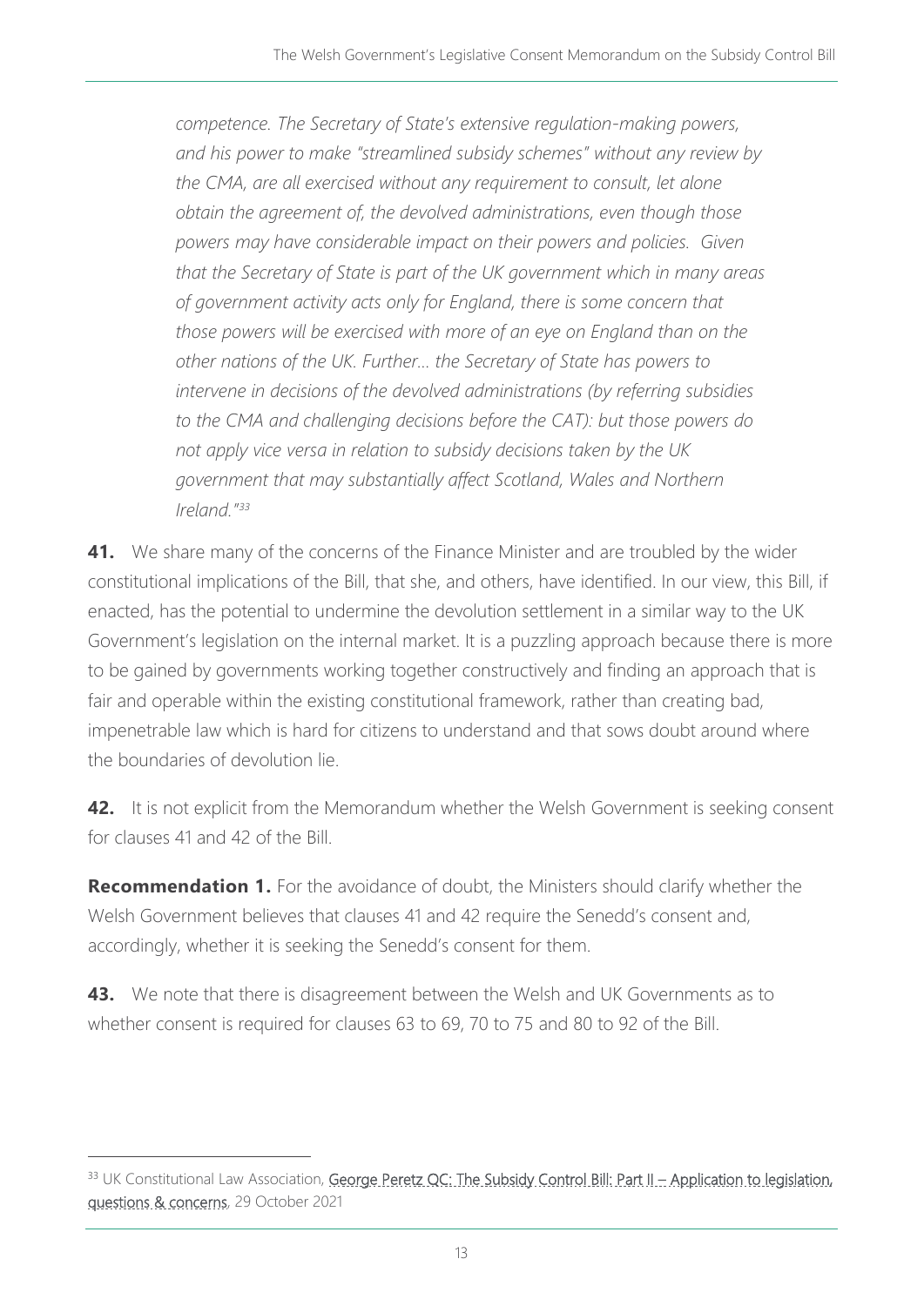*competence. The Secretary of State's extensive regulation-making powers, and his power to make "streamlined subsidy schemes" without any review by the CMA, are all exercised without any requirement to consult, let alone obtain the agreement of, the devolved administrations, even though those powers may have considerable impact on their powers and policies. Given that the Secretary of State is part of the UK government which in many areas of government activity acts only for England, there is some concern that those powers will be exercised with more of an eye on England than on the other nations of the UK. Further… the Secretary of State has powers to intervene in decisions of the devolved administrations (by referring subsidies to the CMA and challenging decisions before the CAT): but those powers do not apply vice versa in relation to subsidy decisions taken by the UK government that may substantially affect Scotland, Wales and Northern Ireland."*[33]

**41.** We share many of the concerns of the Finance Minister and are troubled by the wider constitutional implications of the Bill, that she, and others, have identified. In our view, this Bill, if enacted, has the potential to undermine the devolution settlement in a similar way to the UK Government's legislation on the internal market. It is a puzzling approach because there is more to be gained by governments working together constructively and finding an approach that is fair and operable within the existing constitutional framework, rather than creating bad, impenetrable law which is hard for citizens to understand and that sows doubt around where the boundaries of devolution lie.

**42.** It is not explicit from the Memorandum whether the Welsh Government is seeking consent for clauses 41 and 42 of the Bill.

**Recommendation 1.** For the avoidance of doubt, the Ministers should clarify whether the Welsh Government believes that clauses 41 and 42 require the Senedd's consent and, accordingly, whether it is seeking the Senedd's consent for them.

**43.** We note that there is disagreement between the Welsh and UK Governments as to whether consent is required for clauses 63 to 69, 70 to 75 and 80 to 92 of the Bill.

---

[33] UK Constitutional Law Association, George Peretz QC: The Subsidy Control Bill: Part II – Application to legislation, questions & concerns, 29 October 2021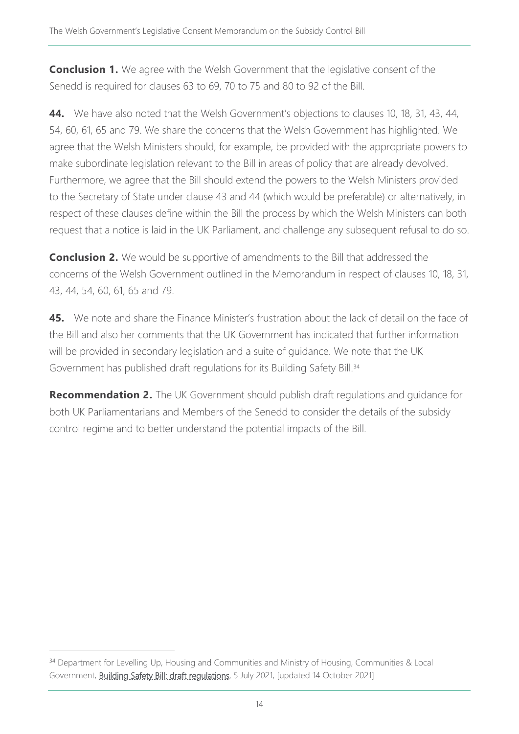**Conclusion 1.** We agree with the Welsh Government that the legislative consent of the Senedd is required for clauses 63 to 69, 70 to 75 and 80 to 92 of the Bill.

**44.** We have also noted that the Welsh Government's objections to clauses 10, 18, 31, 43, 44, 54, 60, 61, 65 and 79. We share the concerns that the Welsh Government has highlighted. We agree that the Welsh Ministers should, for example, be provided with the appropriate powers to make subordinate legislation relevant to the Bill in areas of policy that are already devolved. Furthermore, we agree that the Bill should extend the powers to the Welsh Ministers provided to the Secretary of State under clause 43 and 44 (which would be preferable) or alternatively, in respect of these clauses define within the Bill the process by which the Welsh Ministers can both request that a notice is laid in the UK Parliament, and challenge any subsequent refusal to do so.

**Conclusion 2.** We would be supportive of amendments to the Bill that addressed the concerns of the Welsh Government outlined in the Memorandum in respect of clauses 10, 18, 31, 43, 44, 54, 60, 61, 65 and 79.

**45.** We note and share the Finance Minister's frustration about the lack of detail on the face of the Bill and also her comments that the UK Government has indicated that further information will be provided in secondary legislation and a suite of guidance. We note that the UK Government has published draft regulations for its Building Safety Bill.[34]

**Recommendation 2.** The UK Government should publish draft regulations and guidance for both UK Parliamentarians and Members of the Senedd to consider the details of the subsidy control regime and to better understand the potential impacts of the Bill.

---

[34] Department for Levelling Up, Housing and Communities and Ministry of Housing, Communities & Local Government, Building Safety Bill: draft regulations, 5 July 2021, [updated 14 October 2021]